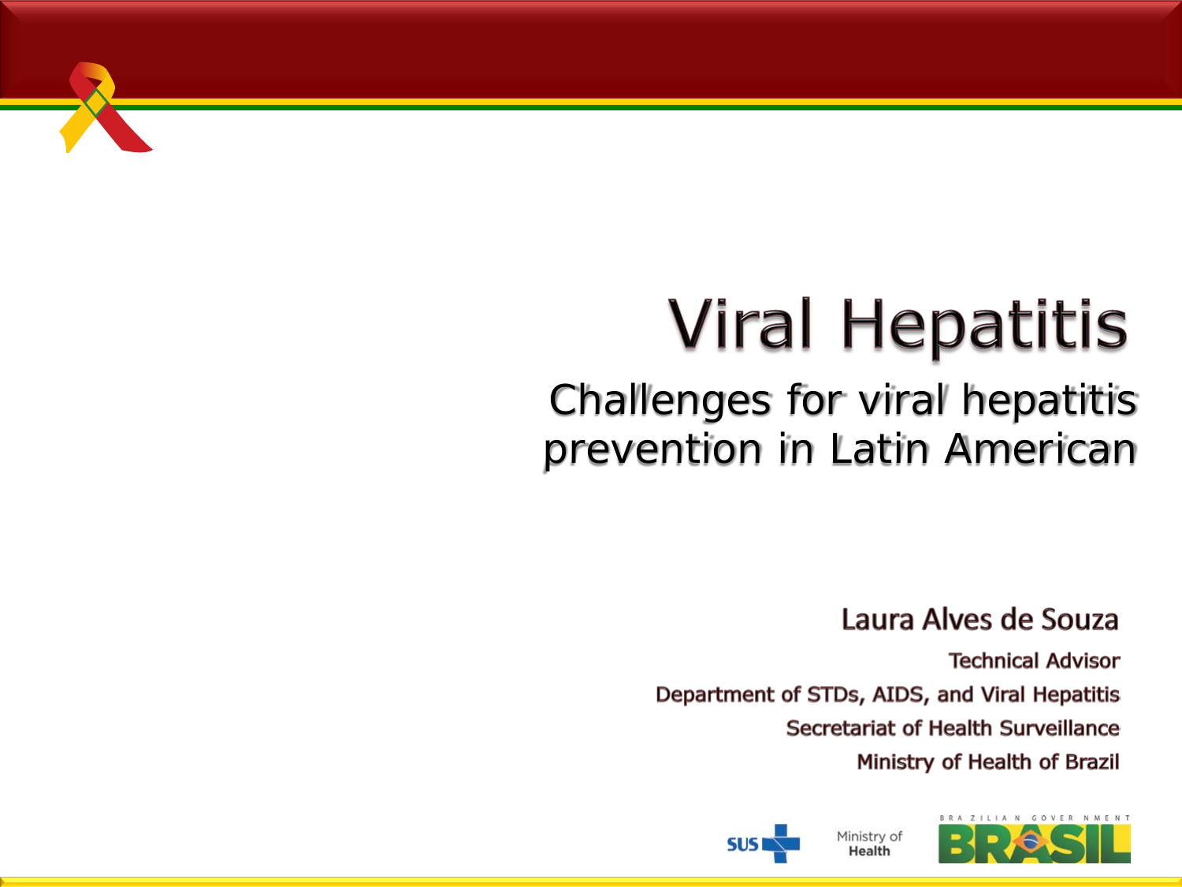# Viral Hepatitis

## Challenges for viral hepatitis prevention in Latin American

**Laura Alves de Souza**

Technical Advisor

Department of STDs, AIDS, and Viral Hepatitis

Secretariat of Health Surveillance

Ministry of Health of Brazil

SUS

Ministry of Health

BRAZILIAN GOVERNMENT BRASIL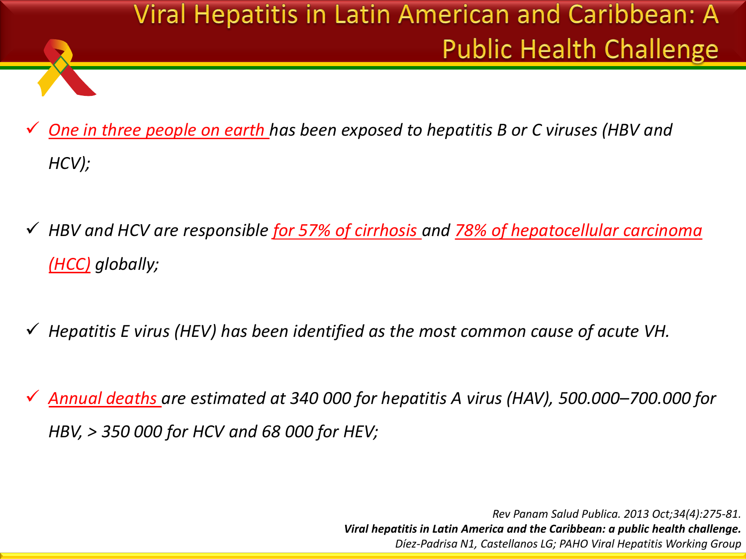# Viral Hepatitis in Latin American and Caribbean: A Public Health Challenge

- ✓ *One in three people on earth has been exposed to hepatitis B or C viruses (HBV and HCV);*

- ✓ *HBV and HCV are responsible for 57% of cirrhosis and 78% of hepatocellular carcinoma (HCC) globally;*

- ✓ *Hepatitis E virus (HEV) has been identified as the most common cause of acute VH.*

- ✓ *Annual deaths are estimated at 340 000 for hepatitis A virus (HAV), 500.000–700.000 for HBV, > 350 000 for HCV and 68 000 for HEV;*

*Rev Panam Salud Publica. 2013 Oct;34(4):275-81.*
***Viral hepatitis in Latin America and the Caribbean: a public health challenge.***
*Díez-Padrisa N1, Castellanos LG; PAHO Viral Hepatitis Working Group*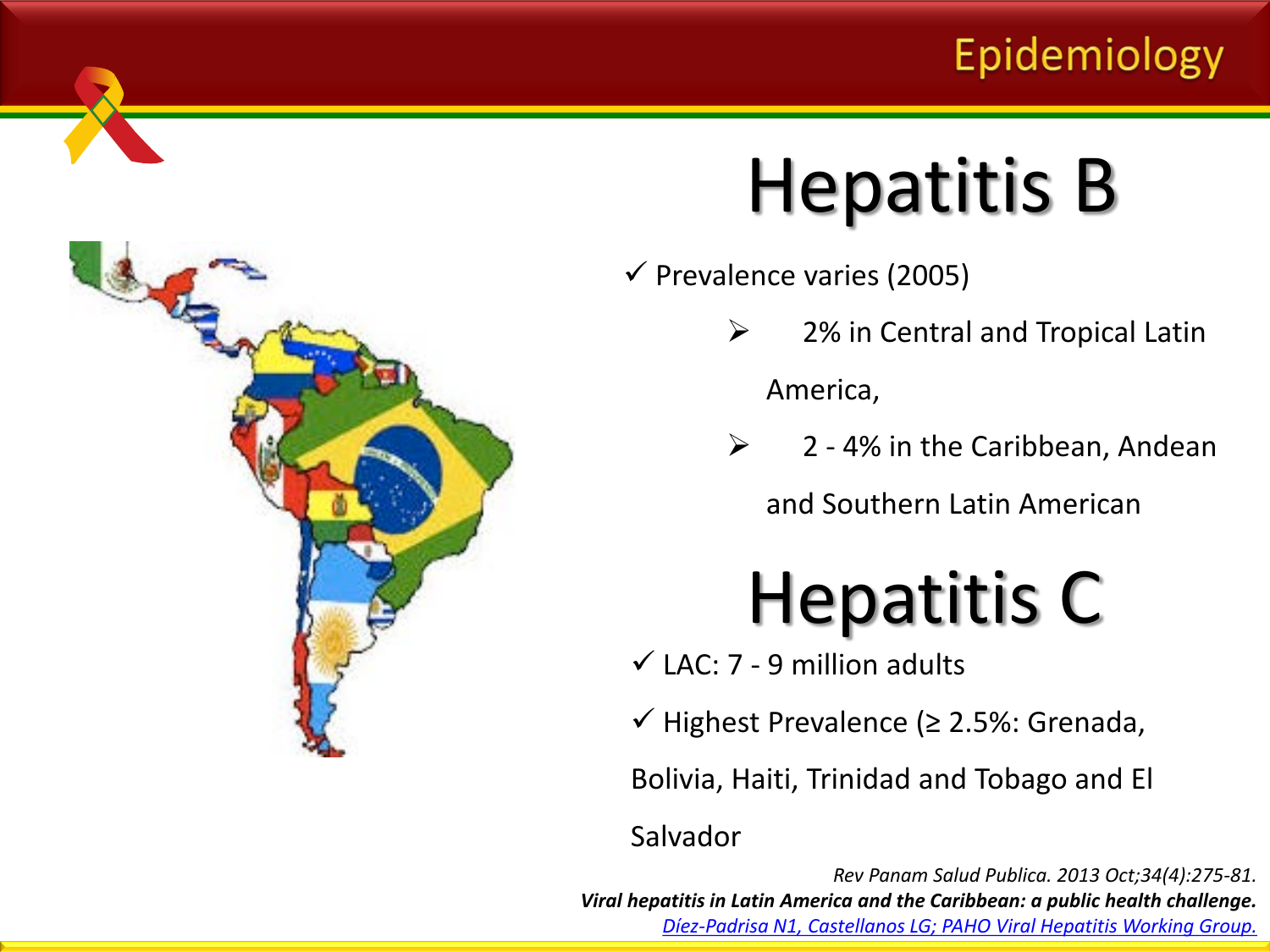# Epidemiology

## Hepatitis B

- Prevalence varies (2005)
  - 2% in Central and Tropical Latin America,
  - 2 - 4% in the Caribbean, Andean and Southern Latin American

## Hepatitis C

- LAC: 7 - 9 million adults
- Highest Prevalence (≥ 2.5%: Grenada, Bolivia, Haiti, Trinidad and Tobago and El Salvador

*Rev Panam Salud Publica. 2013 Oct;34(4):275-81.*
***Viral hepatitis in Latin America and the Caribbean: a public health challenge.***
*Díez-Padrisa N1, Castellanos LG; PAHO Viral Hepatitis Working Group.*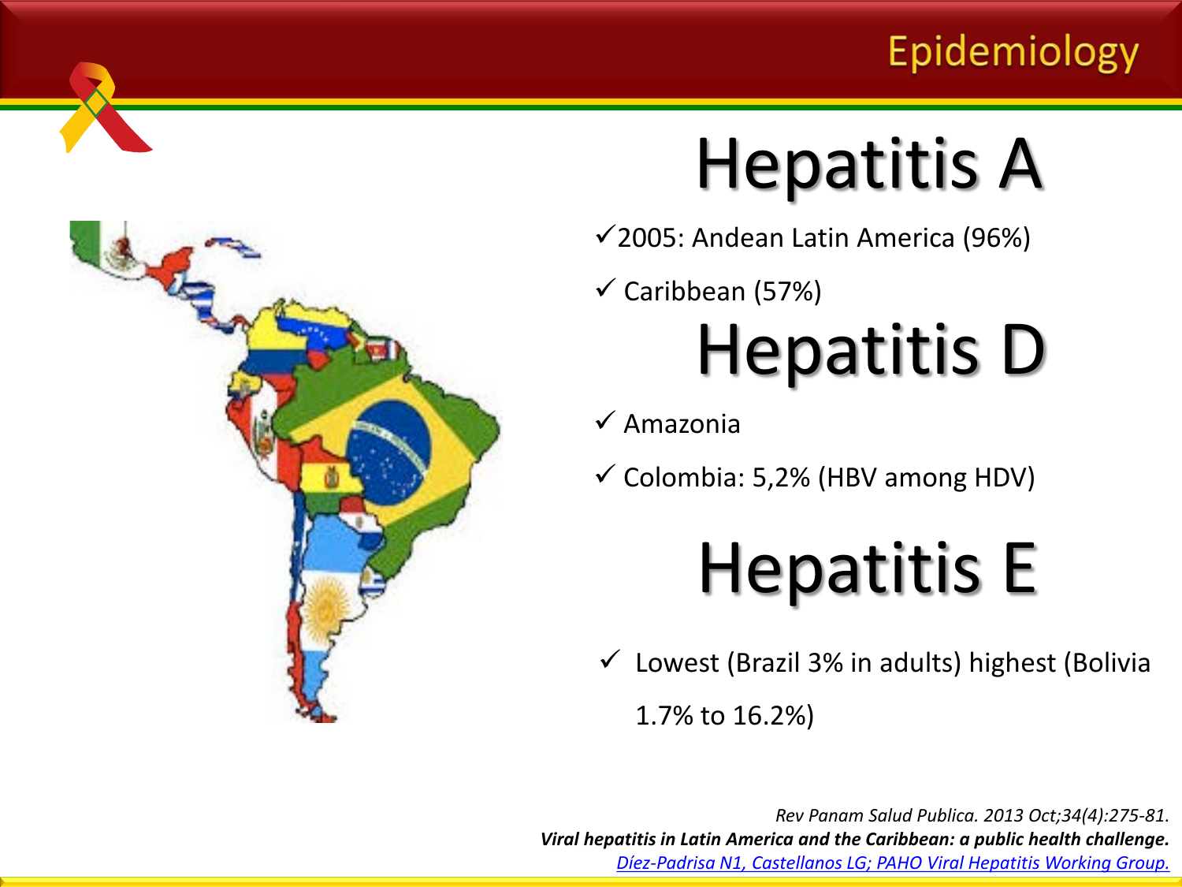# Epidemiology

## Hepatitis A

- ✓2005: Andean Latin America (96%)
- ✓ Caribbean (57%)

## Hepatitis D

- ✓ Amazonia
- ✓ Colombia: 5,2% (HBV among HDV)

## Hepatitis E

- ✓ Lowest (Brazil 3% in adults) highest (Bolivia 1.7% to 16.2%)

*Rev Panam Salud Publica. 2013 Oct;34(4):275-81.*
***Viral hepatitis in Latin America and the Caribbean: a public health challenge.***
*Díez-Padrisa N1, Castellanos LG; PAHO Viral Hepatitis Working Group.*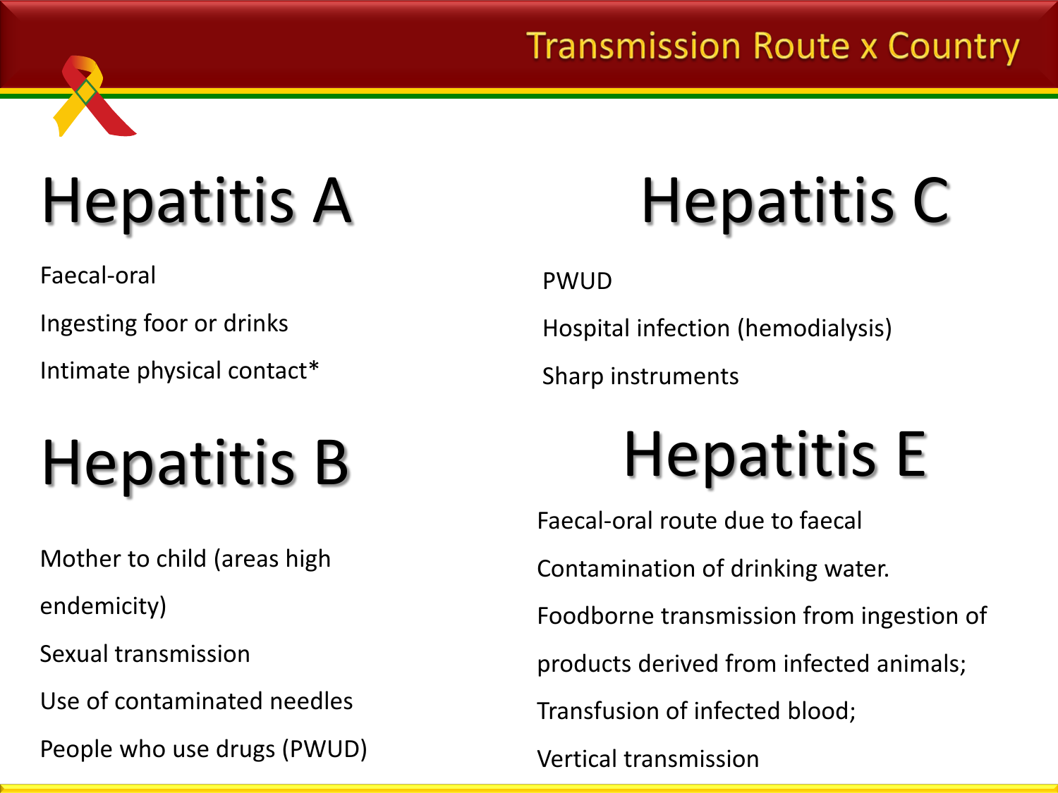# Transmission Route x Country

## Hepatitis A

Faecal-oral

Ingesting foor or drinks

Intimate physical contact*

## Hepatitis B

Mother to child (areas high endemicity)

Sexual transmission

Use of contaminated needles

People who use drugs (PWUD)

## Hepatitis C

PWUD

Hospital infection (hemodialysis)

Sharp instruments

## Hepatitis E

Faecal-oral route due to faecal

Contamination of drinking water.

Foodborne transmission from ingestion of products derived from infected animals;

Transfusion of infected blood;

Vertical transmission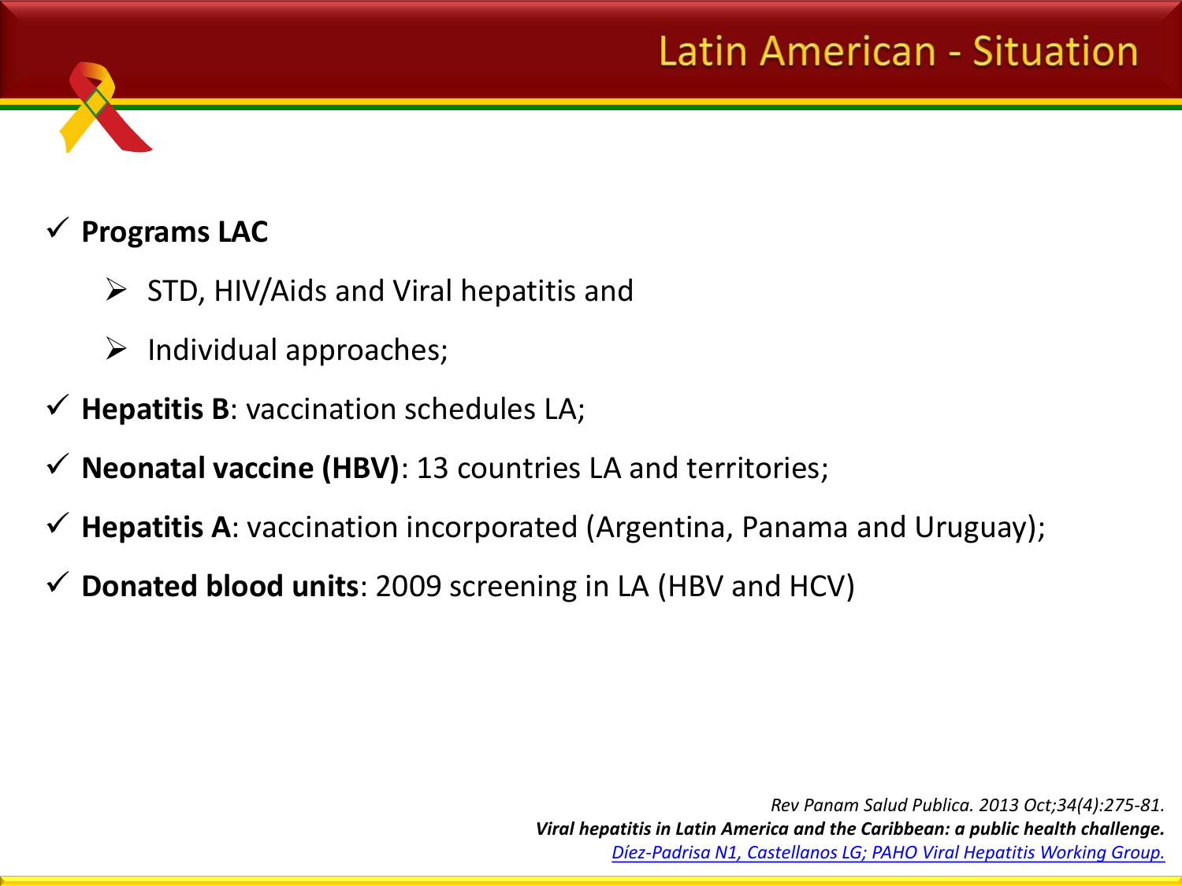# Latin American - Situation

- **Programs LAC**
  - STD, HIV/Aids and Viral hepatitis and
  - Individual approaches;
- **Hepatitis B**: vaccination schedules LA;
- **Neonatal vaccine (HBV)**: 13 countries LA and territories;
- **Hepatitis A**: vaccination incorporated (Argentina, Panama and Uruguay);
- **Donated blood units**: 2009 screening in LA (HBV and HCV)

*Rev Panam Salud Publica. 2013 Oct;34(4):275-81.*
***Viral hepatitis in Latin America and the Caribbean: a public health challenge.***
*Díez-Padrisa N1, Castellanos LG; PAHO Viral Hepatitis Working Group.*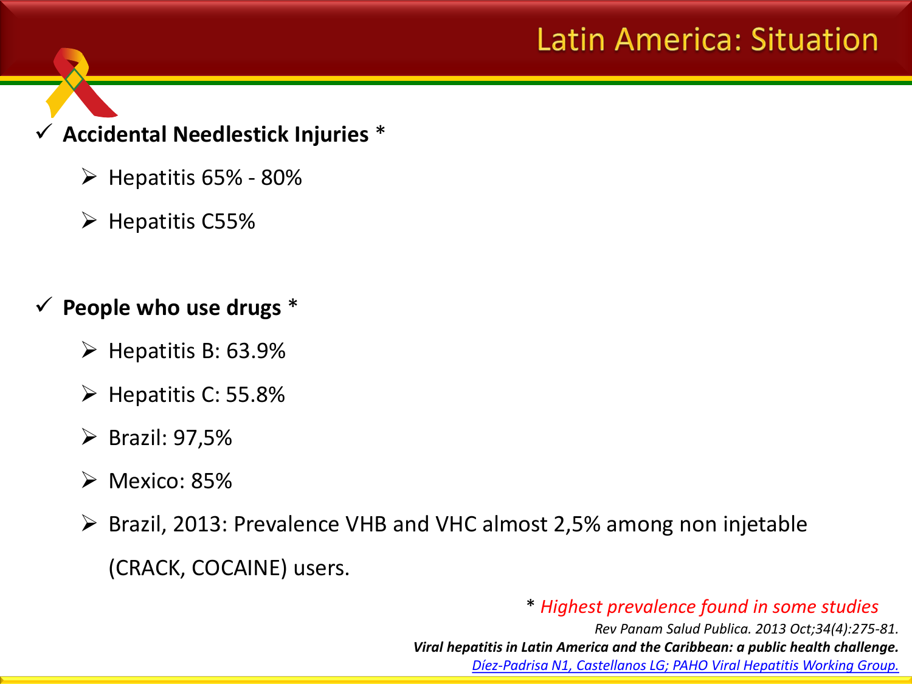# Latin America: Situation

- **Accidental Needlestick Injuries** *
  - Hepatitis 65% - 80%
  - Hepatitis C55%

- **People who use drugs** *
  - Hepatitis B: 63.9%
  - Hepatitis C: 55.8%
  - Brazil: 97,5%
  - Mexico: 85%
  - Brazil, 2013: Prevalence VHB and VHC almost 2,5% among non injetable (CRACK, COCAINE) users.

* *Highest prevalence found in some studies*

*Rev Panam Salud Publica. 2013 Oct;34(4):275-81.*

***Viral hepatitis in Latin America and the Caribbean: a public health challenge.***

*Díez-Padrisa N1, Castellanos LG; PAHO Viral Hepatitis Working Group.*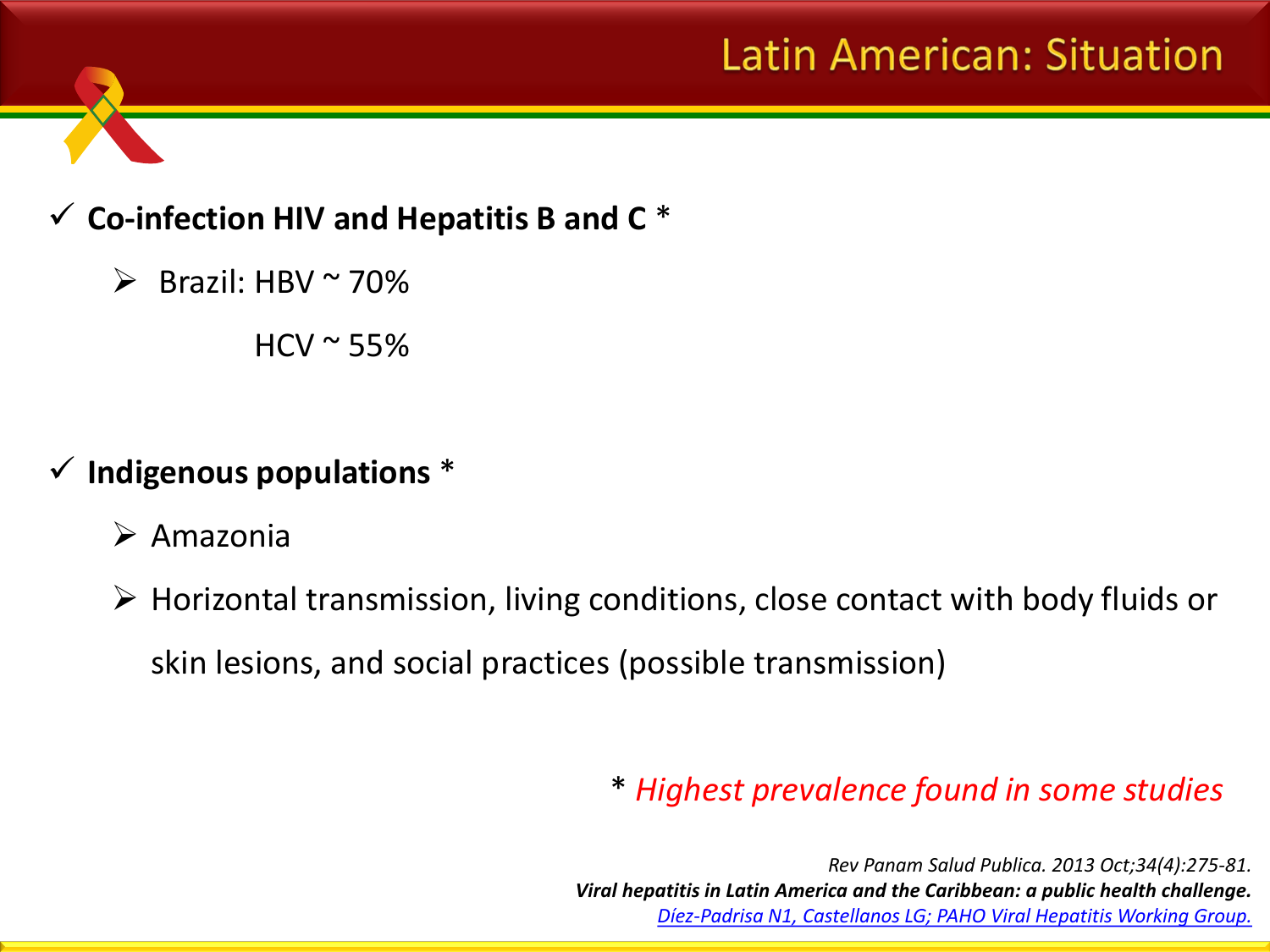# Latin American: Situation

- ✓ **Co-infection HIV and Hepatitis B and C** *
  - ➢ Brazil: HBV ~ 70%
    
    HCV ~ 55%

- ✓ **Indigenous populations** *
  - ➢ Amazonia
  - ➢ Horizontal transmission, living conditions, close contact with body fluids or skin lesions, and social practices (possible transmission)

\* *Highest prevalence found in some studies*

*Rev Panam Salud Publica. 2013 Oct;34(4):275-81.*
***Viral hepatitis in Latin America and the Caribbean: a public health challenge.***
*Díez-Padrisa N1, Castellanos LG; PAHO Viral Hepatitis Working Group.*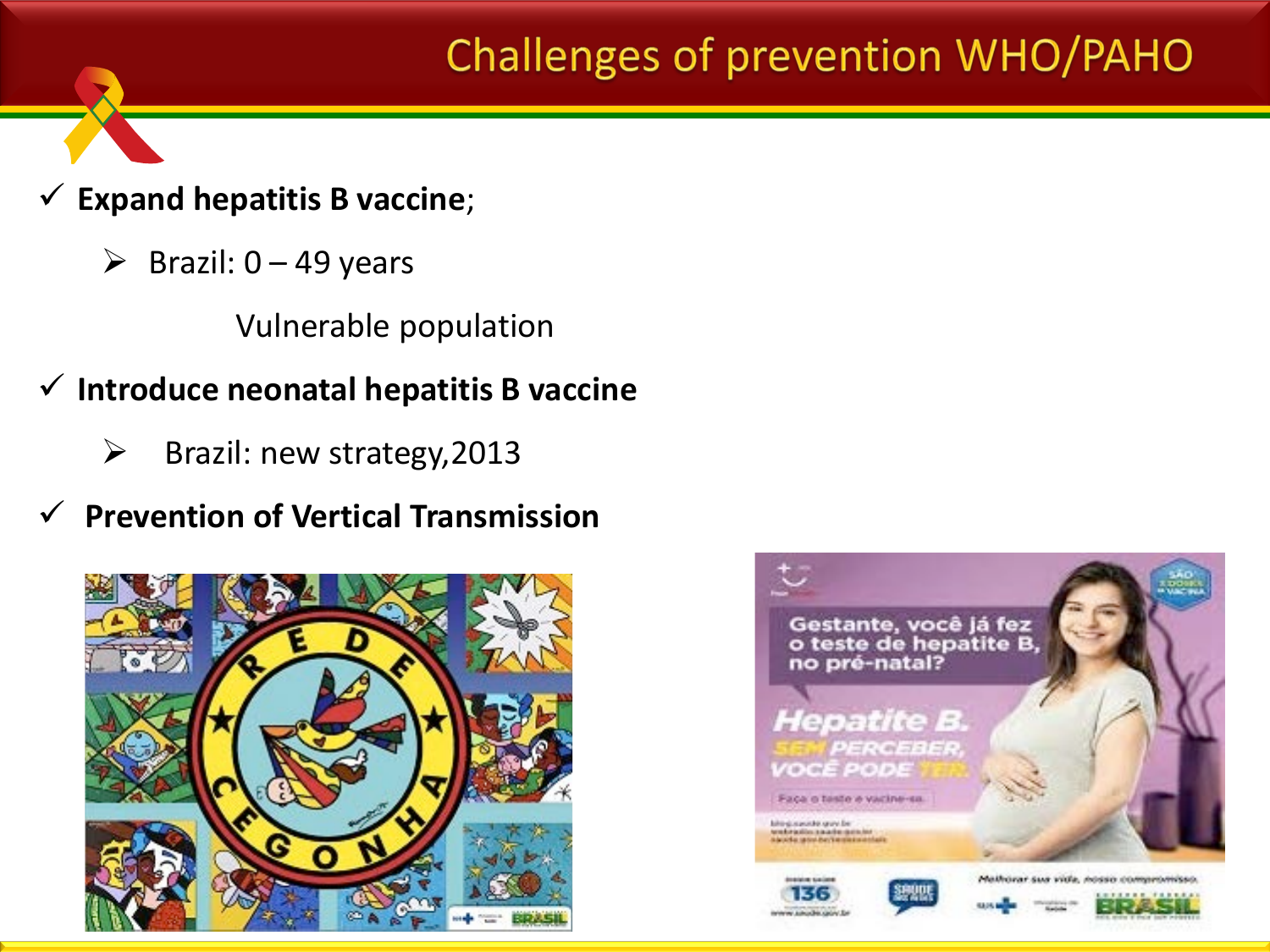# Challenges of prevention WHO/PAHO

- **Expand hepatitis B vaccine**;
  - Brazil: 0 – 49 years

    Vulnerable population
- **Introduce neonatal hepatitis B vaccine**
  - Brazil: new strategy,2013
- **Prevention of Vertical Transmission**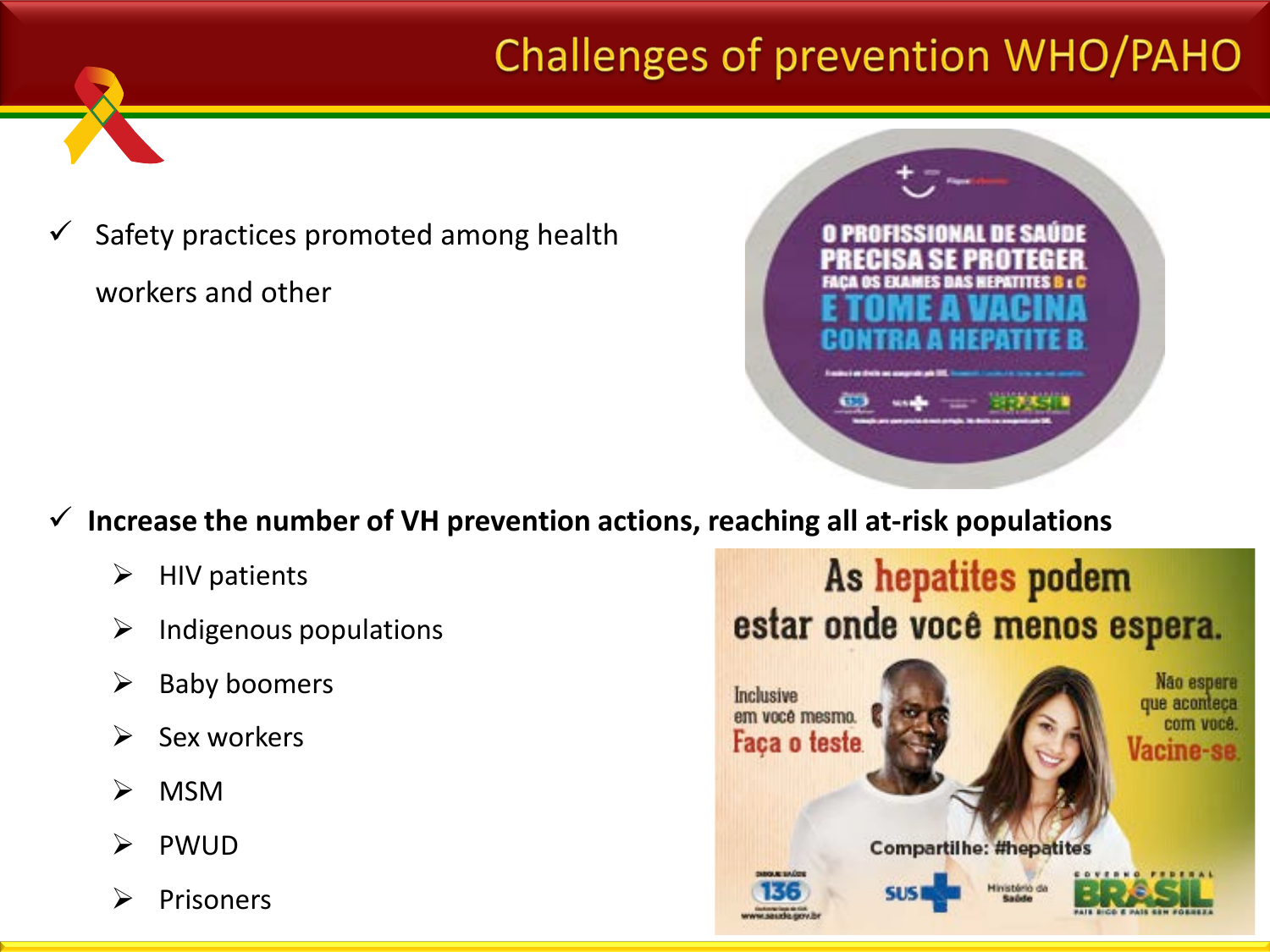# Challenges of prevention WHO/PAHO

- ✓ Safety practices promoted among health workers and other

- ✓ **Increase the number of VH prevention actions, reaching all at-risk populations**
  - HIV patients
  - Indigenous populations
  - Baby boomers
  - Sex workers
  - MSM
  - PWUD
  - Prisoners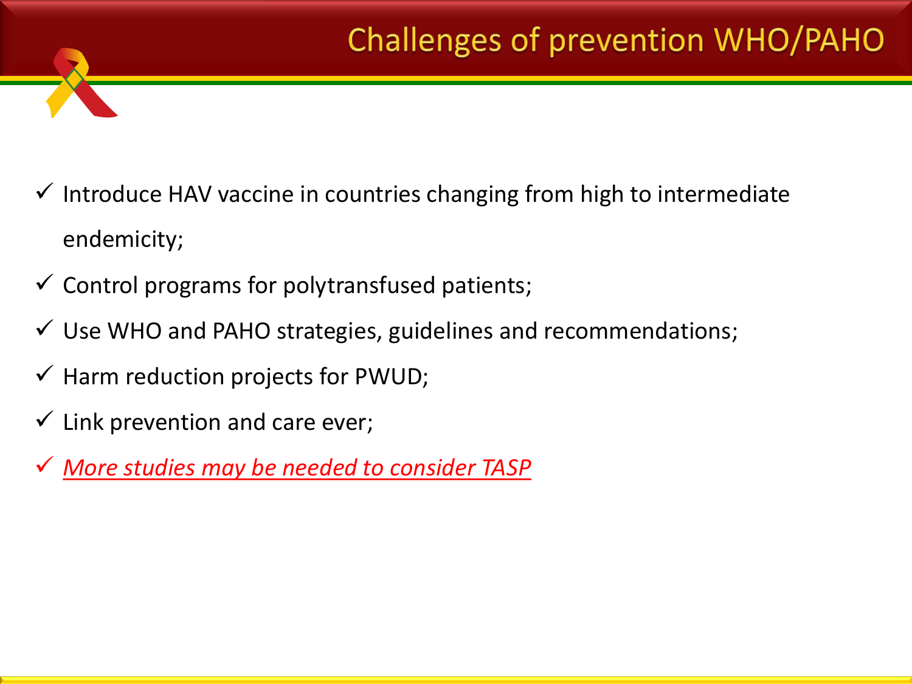# Challenges of prevention WHO/PAHO

- ✓ Introduce HAV vaccine in countries changing from high to intermediate endemicity;
- ✓ Control programs for polytransfused patients;
- ✓ Use WHO and PAHO strategies, guidelines and recommendations;
- ✓ Harm reduction projects for PWUD;
- ✓ Link prevention and care ever;
- ✓ *More studies may be needed to consider TASP*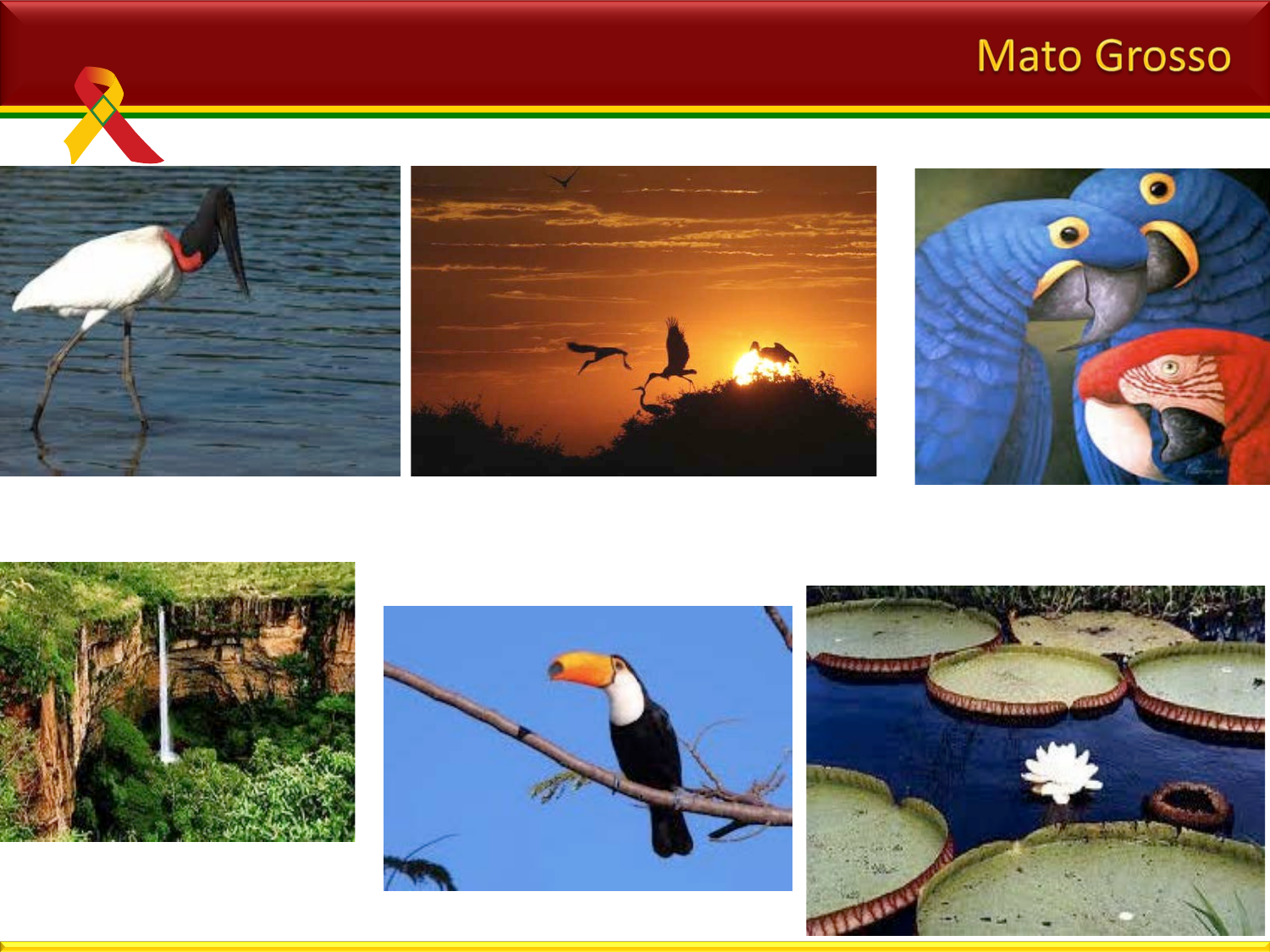# Mato Grosso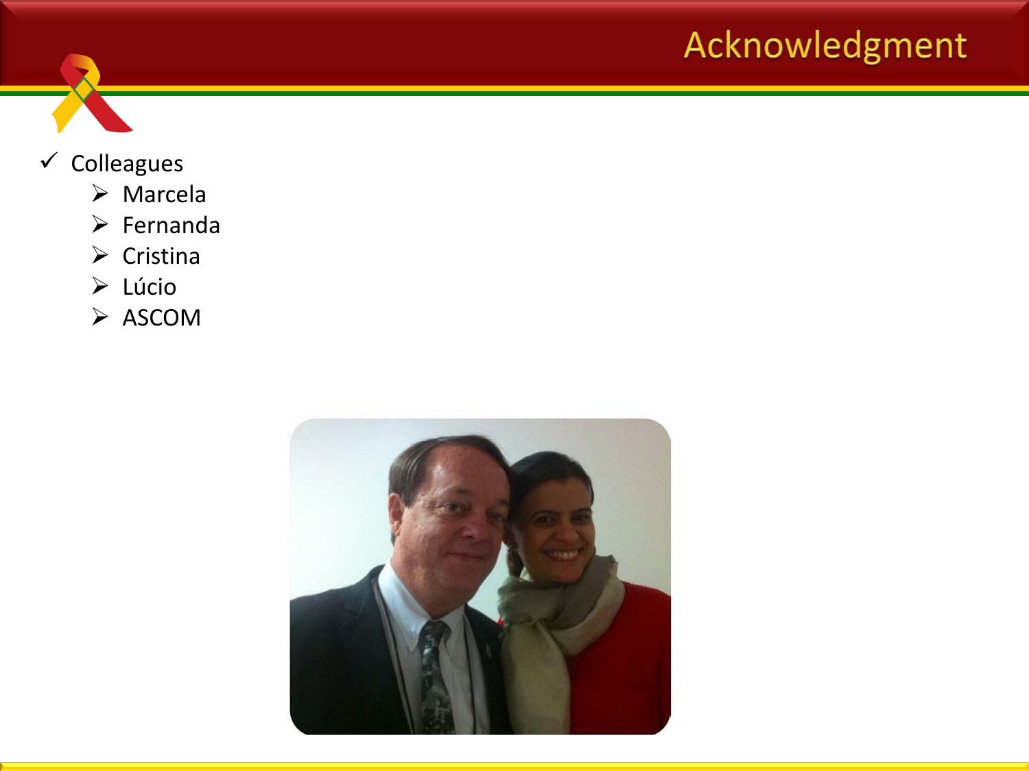# Acknowledgment

- ✓ Colleagues
  - Marcela
  - Fernanda
  - Cristina
  - Lúcio
  - ASCOM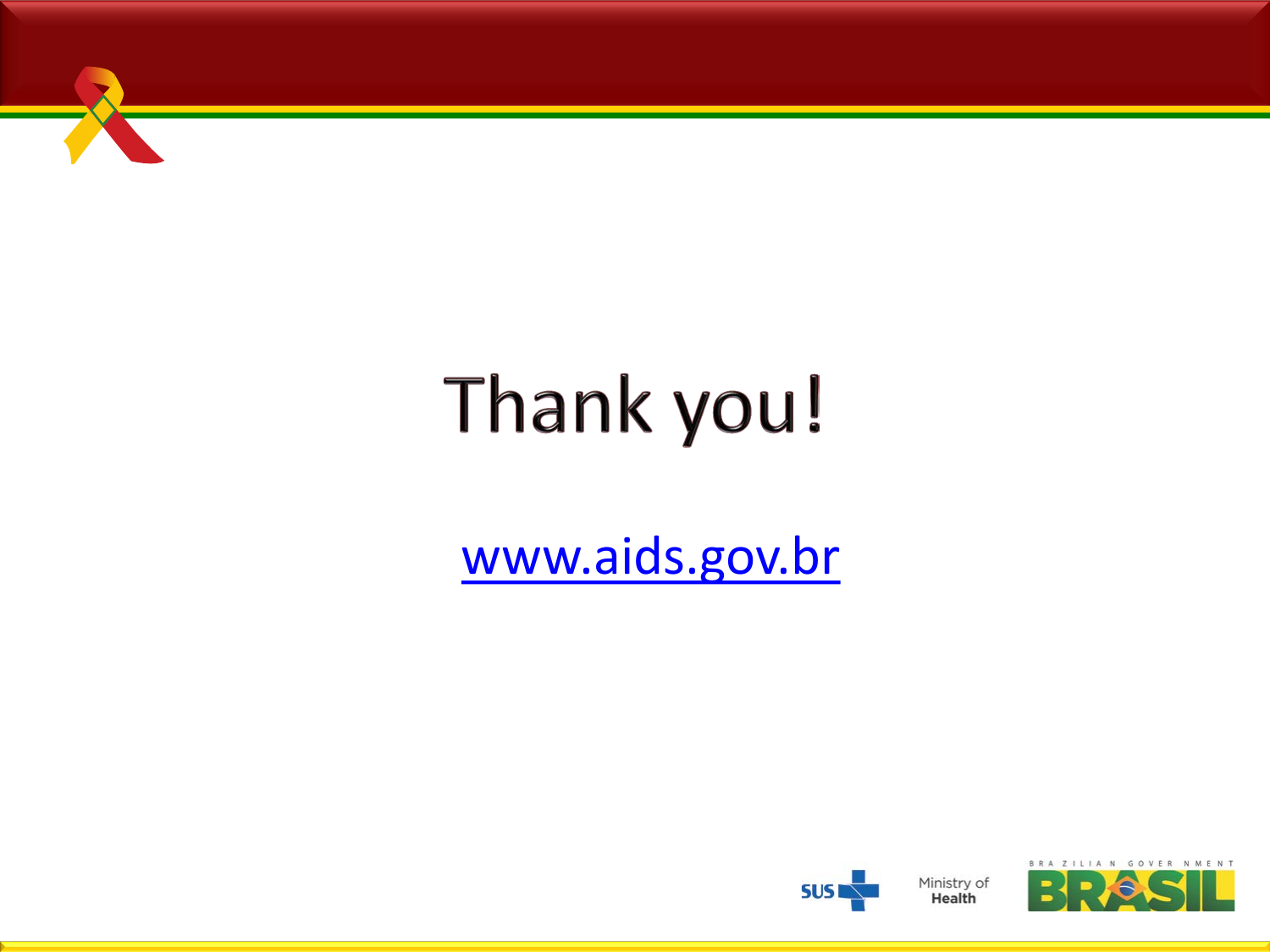# Thank you!

www.aids.gov.br